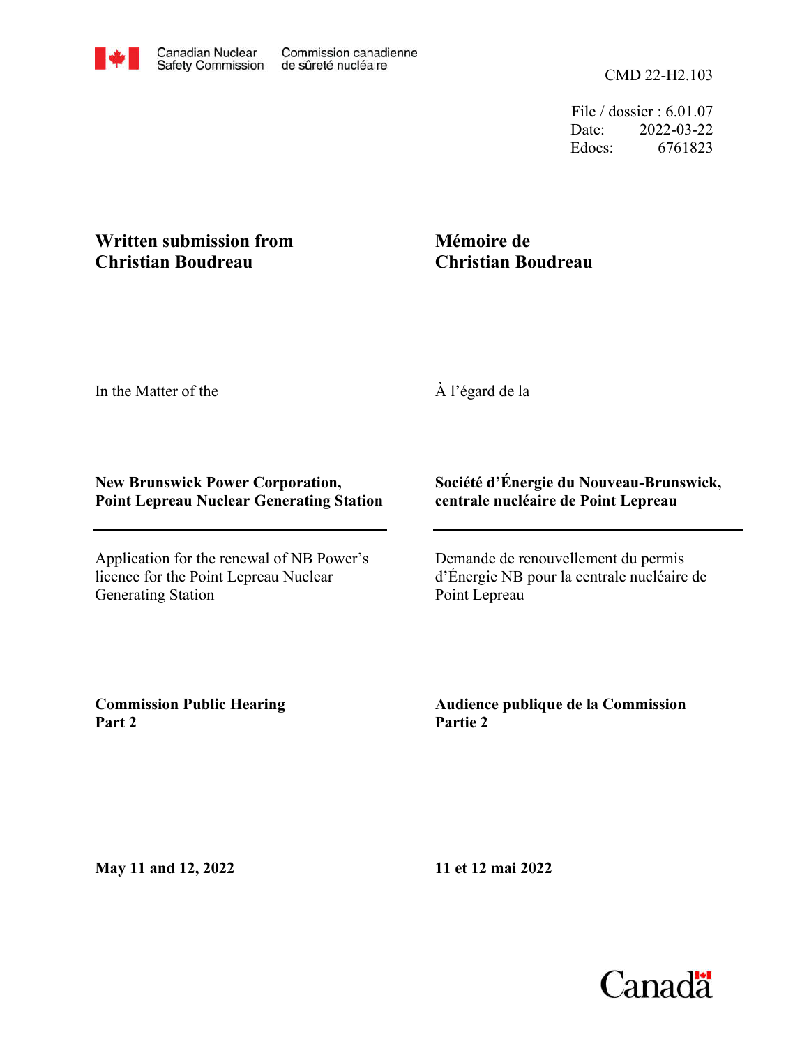Canadian Nuclear Safety Commission — Commission canadienne de sûreté nucléaire

CMD 22-H2.103

File / dossier : 6.01.07
Date: 2022-03-22
Edocs: 6761823

**Written submission from Christian Boudreau**

**Mémoire de Christian Boudreau**

In the Matter of the

À l'égard de la

**New Brunswick Power Corporation, Point Lepreau Nuclear Generating Station**

**Société d'Énergie du Nouveau-Brunswick, centrale nucléaire de Point Lepreau**

Application for the renewal of NB Power's licence for the Point Lepreau Nuclear Generating Station

Demande de renouvellement du permis d'Énergie NB pour la centrale nucléaire de Point Lepreau

**Commission Public Hearing Part 2**

**Audience publique de la Commission Partie 2**

**May 11 and 12, 2022**

**11 et 12 mai 2022**

Canada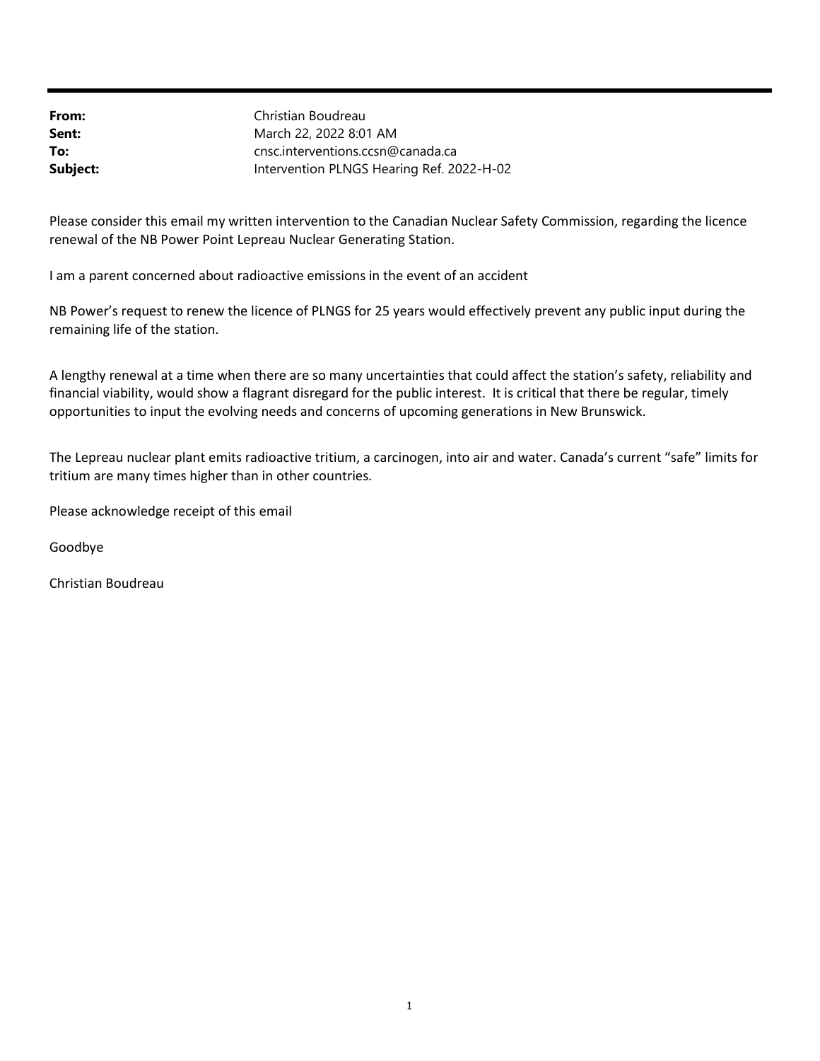**From:** Christian Boudreau
**Sent:** March 22, 2022 8:01 AM
**To:** cnsc.interventions.ccsn@canada.ca
**Subject:** Intervention PLNGS Hearing Ref. 2022-H-02

Please consider this email my written intervention to the Canadian Nuclear Safety Commission, regarding the licence renewal of the NB Power Point Lepreau Nuclear Generating Station.

I am a parent concerned about radioactive emissions in the event of an accident

NB Power's request to renew the licence of PLNGS for 25 years would effectively prevent any public input during the remaining life of the station.

A lengthy renewal at a time when there are so many uncertainties that could affect the station's safety, reliability and financial viability, would show a flagrant disregard for the public interest. It is critical that there be regular, timely opportunities to input the evolving needs and concerns of upcoming generations in New Brunswick.

The Lepreau nuclear plant emits radioactive tritium, a carcinogen, into air and water. Canada's current "safe" limits for tritium are many times higher than in other countries.

Please acknowledge receipt of this email

Goodbye

Christian Boudreau